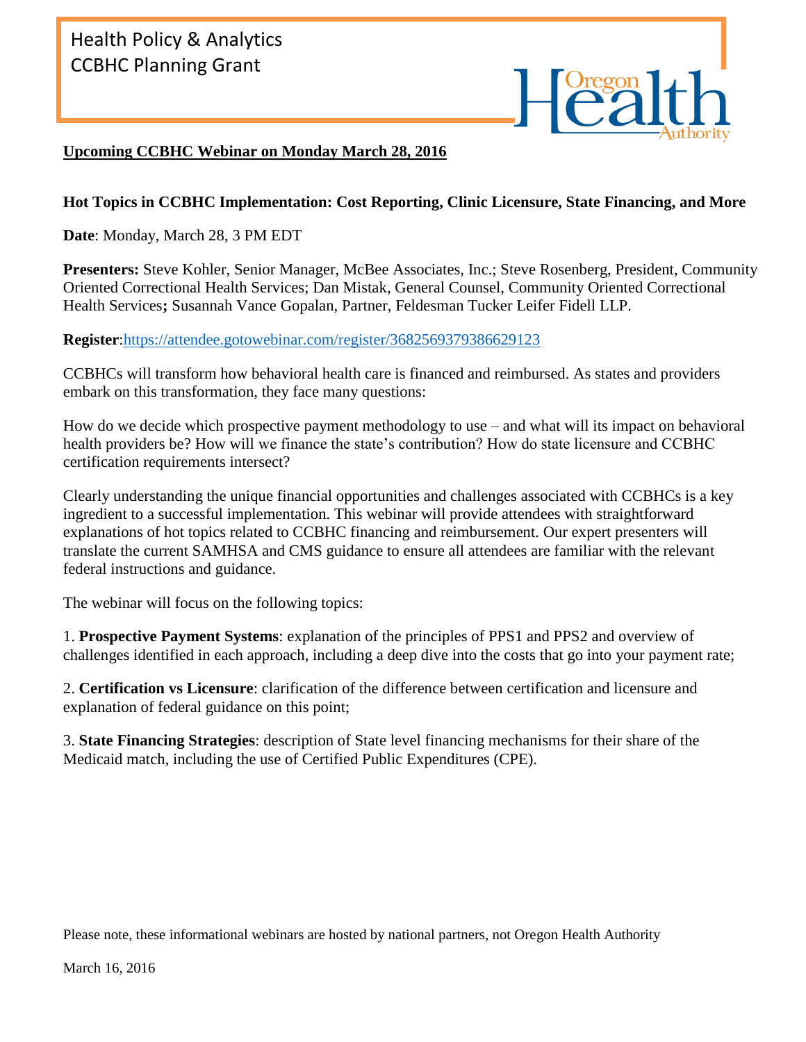Health Policy & Analytics
CCBHC Planning Grant

Oregon Health Authority

**Upcoming CCBHC Webinar on Monday March 28, 2016**

**Hot Topics in CCBHC Implementation: Cost Reporting, Clinic Licensure, State Financing, and More**

**Date**: Monday, March 28, 3 PM EDT

**Presenters:** Steve Kohler, Senior Manager, McBee Associates, Inc.; Steve Rosenberg, President, Community Oriented Correctional Health Services; Dan Mistak, General Counsel, Community Oriented Correctional Health Services**;** Susannah Vance Gopalan, Partner, Feldesman Tucker Leifer Fidell LLP.

**Register**:https://attendee.gotowebinar.com/register/3682569379386629123

CCBHCs will transform how behavioral health care is financed and reimbursed. As states and providers embark on this transformation, they face many questions:

How do we decide which prospective payment methodology to use – and what will its impact on behavioral health providers be? How will we finance the state's contribution? How do state licensure and CCBHC certification requirements intersect?

Clearly understanding the unique financial opportunities and challenges associated with CCBHCs is a key ingredient to a successful implementation. This webinar will provide attendees with straightforward explanations of hot topics related to CCBHC financing and reimbursement. Our expert presenters will translate the current SAMHSA and CMS guidance to ensure all attendees are familiar with the relevant federal instructions and guidance.

The webinar will focus on the following topics:

1. **Prospective Payment Systems**: explanation of the principles of PPS1 and PPS2 and overview of challenges identified in each approach, including a deep dive into the costs that go into your payment rate;

2. **Certification vs Licensure**: clarification of the difference between certification and licensure and explanation of federal guidance on this point;

3. **State Financing Strategies**: description of State level financing mechanisms for their share of the Medicaid match, including the use of Certified Public Expenditures (CPE).

Please note, these informational webinars are hosted by national partners, not Oregon Health Authority

March 16, 2016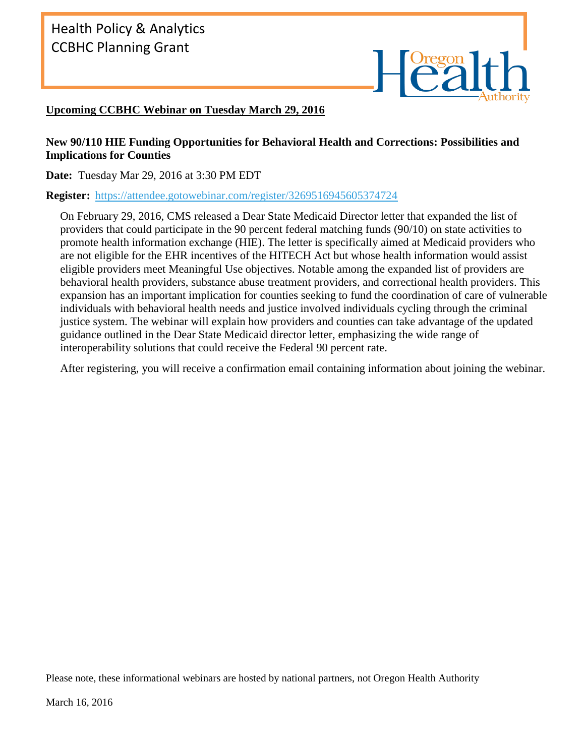Health Policy & Analytics
CCBHC Planning Grant

Oregon Health Authority

**Upcoming CCBHC Webinar on Tuesday March 29, 2016**

**New 90/110 HIE Funding Opportunities for Behavioral Health and Corrections: Possibilities and Implications for Counties**

**Date:** Tuesday Mar 29, 2016 at 3:30 PM EDT

**Register:** https://attendee.gotowebinar.com/register/3269516945605374724

On February 29, 2016, CMS released a Dear State Medicaid Director letter that expanded the list of providers that could participate in the 90 percent federal matching funds (90/10) on state activities to promote health information exchange (HIE). The letter is specifically aimed at Medicaid providers who are not eligible for the EHR incentives of the HITECH Act but whose health information would assist eligible providers meet Meaningful Use objectives. Notable among the expanded list of providers are behavioral health providers, substance abuse treatment providers, and correctional health providers. This expansion has an important implication for counties seeking to fund the coordination of care of vulnerable individuals with behavioral health needs and justice involved individuals cycling through the criminal justice system. The webinar will explain how providers and counties can take advantage of the updated guidance outlined in the Dear State Medicaid director letter, emphasizing the wide range of interoperability solutions that could receive the Federal 90 percent rate.

After registering, you will receive a confirmation email containing information about joining the webinar.

Please note, these informational webinars are hosted by national partners, not Oregon Health Authority

March 16, 2016